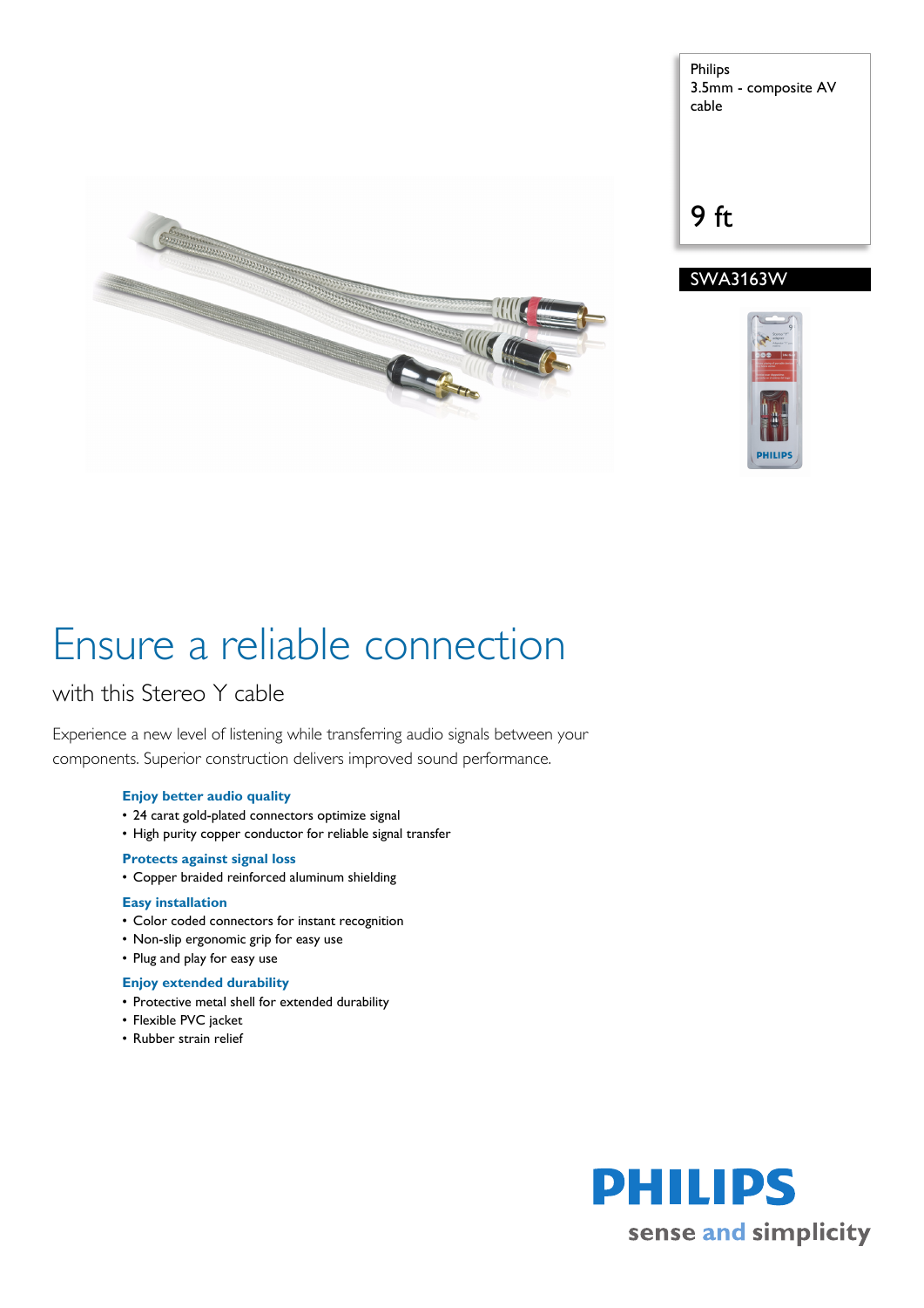Philips
3.5mm - composite AV cable

9 ft

SWA3163W

# Ensure a reliable connection

## with this Stereo Y cable

Experience a new level of listening while transferring audio signals between your components. Superior construction delivers improved sound performance.

**Enjoy better audio quality**
- 24 carat gold-plated connectors optimize signal
- High purity copper conductor for reliable signal transfer

**Protects against signal loss**
- Copper braided reinforced aluminum shielding

**Easy installation**
- Color coded connectors for instant recognition
- Non-slip ergonomic grip for easy use
- Plug and play for easy use

**Enjoy extended durability**
- Protective metal shell for extended durability
- Flexible PVC jacket
- Rubber strain relief

PHILIPS
sense and simplicity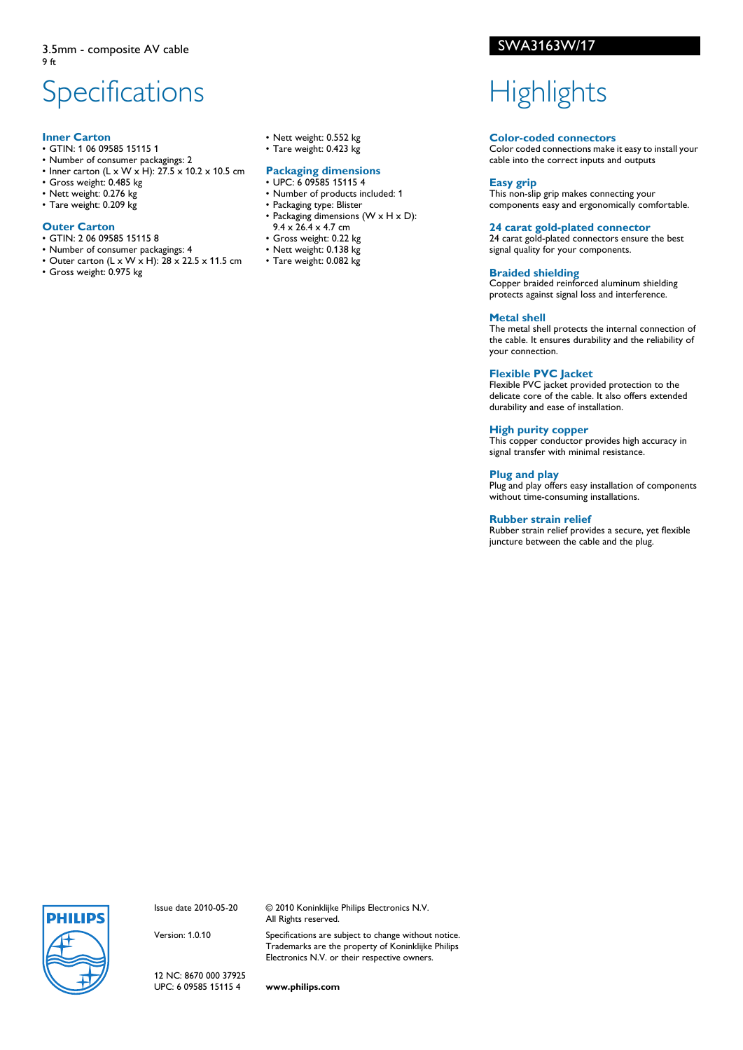3.5mm - composite AV cable
9 ft

SWA3163W/17

# Specifications

### Inner Carton

- GTIN: 1 06 09585 15115 1
- Number of consumer packagings: 2
- Inner carton (L x W x H): 27.5 x 10.2 x 10.5 cm
- Gross weight: 0.485 kg
- Nett weight: 0.276 kg
- Tare weight: 0.209 kg

### Outer Carton

- GTIN: 2 06 09585 15115 8
- Number of consumer packagings: 4
- Outer carton (L x W x H): 28 x 22.5 x 11.5 cm
- Gross weight: 0.975 kg
- Nett weight: 0.552 kg
- Tare weight: 0.423 kg

### Packaging dimensions

- UPC: 6 09585 15115 4
- Number of products included: 1
- Packaging type: Blister
- Packaging dimensions (W x H x D): 9.4 x 26.4 x 4.7 cm
- Gross weight: 0.22 kg
- Nett weight: 0.138 kg
- Tare weight: 0.082 kg

# Highlights

### Color-coded connectors

Color coded connections make it easy to install your cable into the correct inputs and outputs

### Easy grip

This non-slip grip makes connecting your components easy and ergonomically comfortable.

### 24 carat gold-plated connector

24 carat gold-plated connectors ensure the best signal quality for your components.

### Braided shielding

Copper braided reinforced aluminum shielding protects against signal loss and interference.

### Metal shell

The metal shell protects the internal connection of the cable. It ensures durability and the reliability of your connection.

### Flexible PVC Jacket

Flexible PVC jacket provided protection to the delicate core of the cable. It also offers extended durability and ease of installation.

### High purity copper

This copper conductor provides high accuracy in signal transfer with minimal resistance.

### Plug and play

Plug and play offers easy installation of components without time-consuming installations.

### Rubber strain relief

Rubber strain relief provides a secure, yet flexible juncture between the cable and the plug.

Issue date 2010-05-20

Version: 1.0.10

12 NC: 8670 000 37925
UPC: 6 09585 15115 4

© 2010 Koninklijke Philips Electronics N.V.
All Rights reserved.

Specifications are subject to change without notice. Trademarks are the property of Koninklijke Philips Electronics N.V. or their respective owners.

**www.philips.com**